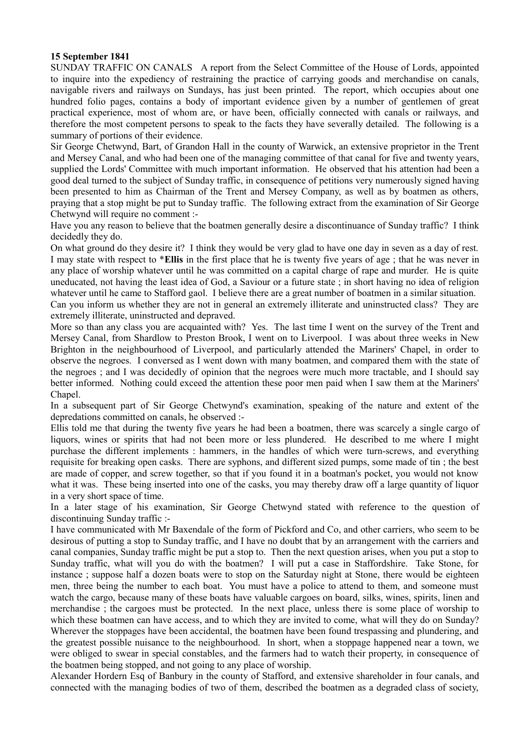**15 September 1841**

SUNDAY TRAFFIC ON CANALS A report from the Select Committee of the House of Lords, appointed to inquire into the expediency of restraining the practice of carrying goods and merchandise on canals, navigable rivers and railways on Sundays, has just been printed. The report, which occupies about one hundred folio pages, contains a body of important evidence given by a number of gentlemen of great practical experience, most of whom are, or have been, officially connected with canals or railways, and therefore the most competent persons to speak to the facts they have severally detailed. The following is a summary of portions of their evidence.

Sir George Chetwynd, Bart, of Grandon Hall in the county of Warwick, an extensive proprietor in the Trent and Mersey Canal, and who had been one of the managing committee of that canal for five and twenty years, supplied the Lords' Committee with much important information. He observed that his attention had been a good deal turned to the subject of Sunday traffic, in consequence of petitions very numerously signed having been presented to him as Chairman of the Trent and Mersey Company, as well as by boatmen as others, praying that a stop might be put to Sunday traffic. The following extract from the examination of Sir George Chetwynd will require no comment :-

Have you any reason to believe that the boatmen generally desire a discontinuance of Sunday traffic? I think decidedly they do.

On what ground do they desire it? I think they would be very glad to have one day in seven as a day of rest. I may state with respect to ***Ellis** in the first place that he is twenty five years of age ; that he was never in any place of worship whatever until he was committed on a capital charge of rape and murder. He is quite uneducated, not having the least idea of God, a Saviour or a future state ; in short having no idea of religion whatever until he came to Stafford gaol. I believe there are a great number of boatmen in a similar situation.

Can you inform us whether they are not in general an extremely illiterate and uninstructed class? They are extremely illiterate, uninstructed and depraved.

More so than any class you are acquainted with? Yes. The last time I went on the survey of the Trent and Mersey Canal, from Shardlow to Preston Brook, I went on to Liverpool. I was about three weeks in New Brighton in the neighbourhood of Liverpool, and particularly attended the Mariners' Chapel, in order to observe the negroes. I conversed as I went down with many boatmen, and compared them with the state of the negroes ; and I was decidedly of opinion that the negroes were much more tractable, and I should say better informed. Nothing could exceed the attention these poor men paid when I saw them at the Mariners' Chapel.

In a subsequent part of Sir George Chetwynd's examination, speaking of the nature and extent of the depredations committed on canals, he observed :-

Ellis told me that during the twenty five years he had been a boatmen, there was scarcely a single cargo of liquors, wines or spirits that had not been more or less plundered. He described to me where I might purchase the different implements : hammers, in the handles of which were turn-screws, and everything requisite for breaking open casks. There are syphons, and different sized pumps, some made of tin ; the best are made of copper, and screw together, so that if you found it in a boatman's pocket, you would not know what it was. These being inserted into one of the casks, you may thereby draw off a large quantity of liquor in a very short space of time.

In a later stage of his examination, Sir George Chetwynd stated with reference to the question of discontinuing Sunday traffic :-

I have communicated with Mr Baxendale of the form of Pickford and Co, and other carriers, who seem to be desirous of putting a stop to Sunday traffic, and I have no doubt that by an arrangement with the carriers and canal companies, Sunday traffic might be put a stop to. Then the next question arises, when you put a stop to Sunday traffic, what will you do with the boatmen? I will put a case in Staffordshire. Take Stone, for instance ; suppose half a dozen boats were to stop on the Saturday night at Stone, there would be eighteen men, three being the number to each boat. You must have a police to attend to them, and someone must watch the cargo, because many of these boats have valuable cargoes on board, silks, wines, spirits, linen and merchandise ; the cargoes must be protected. In the next place, unless there is some place of worship to which these boatmen can have access, and to which they are invited to come, what will they do on Sunday? Wherever the stoppages have been accidental, the boatmen have been found trespassing and plundering, and the greatest possible nuisance to the neighbourhood. In short, when a stoppage happened near a town, we were obliged to swear in special constables, and the farmers had to watch their property, in consequence of the boatmen being stopped, and not going to any place of worship.

Alexander Hordern Esq of Banbury in the county of Stafford, and extensive shareholder in four canals, and connected with the managing bodies of two of them, described the boatmen as a degraded class of society,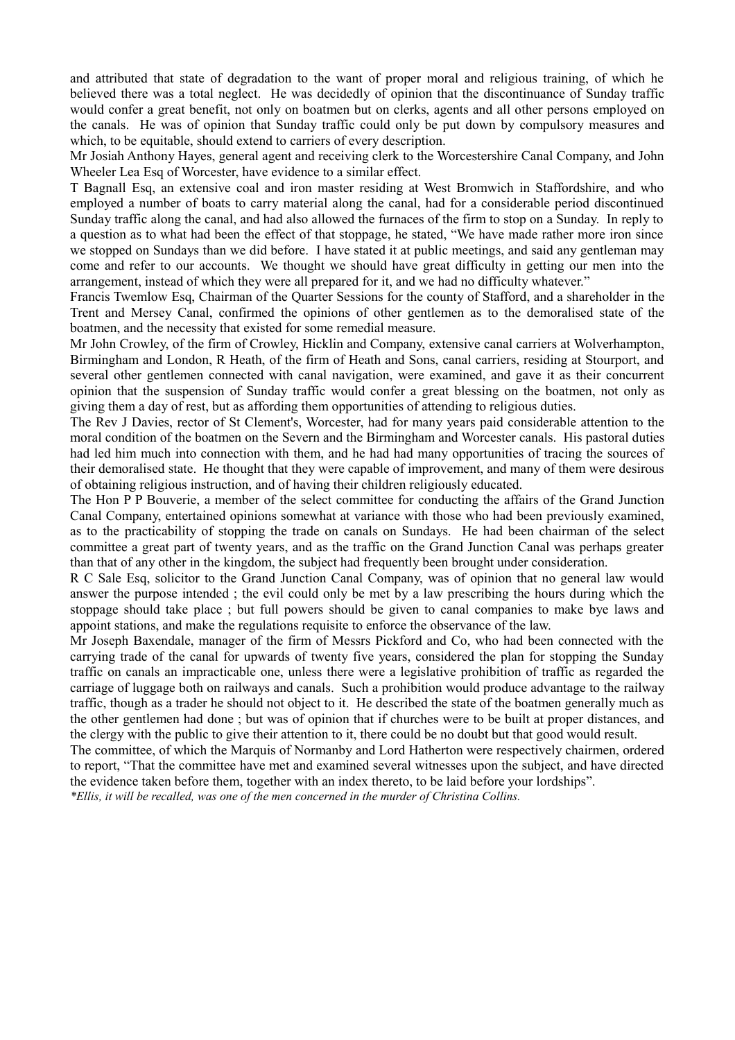and attributed that state of degradation to the want of proper moral and religious training, of which he believed there was a total neglect. He was decidedly of opinion that the discontinuance of Sunday traffic would confer a great benefit, not only on boatmen but on clerks, agents and all other persons employed on the canals. He was of opinion that Sunday traffic could only be put down by compulsory measures and which, to be equitable, should extend to carriers of every description.

Mr Josiah Anthony Hayes, general agent and receiving clerk to the Worcestershire Canal Company, and John Wheeler Lea Esq of Worcester, have evidence to a similar effect.

T Bagnall Esq, an extensive coal and iron master residing at West Bromwich in Staffordshire, and who employed a number of boats to carry material along the canal, had for a considerable period discontinued Sunday traffic along the canal, and had also allowed the furnaces of the firm to stop on a Sunday. In reply to a question as to what had been the effect of that stoppage, he stated, "We have made rather more iron since we stopped on Sundays than we did before. I have stated it at public meetings, and said any gentleman may come and refer to our accounts. We thought we should have great difficulty in getting our men into the arrangement, instead of which they were all prepared for it, and we had no difficulty whatever."

Francis Twemlow Esq, Chairman of the Quarter Sessions for the county of Stafford, and a shareholder in the Trent and Mersey Canal, confirmed the opinions of other gentlemen as to the demoralised state of the boatmen, and the necessity that existed for some remedial measure.

Mr John Crowley, of the firm of Crowley, Hicklin and Company, extensive canal carriers at Wolverhampton, Birmingham and London, R Heath, of the firm of Heath and Sons, canal carriers, residing at Stourport, and several other gentlemen connected with canal navigation, were examined, and gave it as their concurrent opinion that the suspension of Sunday traffic would confer a great blessing on the boatmen, not only as giving them a day of rest, but as affording them opportunities of attending to religious duties.

The Rev J Davies, rector of St Clement's, Worcester, had for many years paid considerable attention to the moral condition of the boatmen on the Severn and the Birmingham and Worcester canals. His pastoral duties had led him much into connection with them, and he had had many opportunities of tracing the sources of their demoralised state. He thought that they were capable of improvement, and many of them were desirous of obtaining religious instruction, and of having their children religiously educated.

The Hon P P Bouverie, a member of the select committee for conducting the affairs of the Grand Junction Canal Company, entertained opinions somewhat at variance with those who had been previously examined, as to the practicability of stopping the trade on canals on Sundays. He had been chairman of the select committee a great part of twenty years, and as the traffic on the Grand Junction Canal was perhaps greater than that of any other in the kingdom, the subject had frequently been brought under consideration.

R C Sale Esq, solicitor to the Grand Junction Canal Company, was of opinion that no general law would answer the purpose intended ; the evil could only be met by a law prescribing the hours during which the stoppage should take place ; but full powers should be given to canal companies to make bye laws and appoint stations, and make the regulations requisite to enforce the observance of the law.

Mr Joseph Baxendale, manager of the firm of Messrs Pickford and Co, who had been connected with the carrying trade of the canal for upwards of twenty five years, considered the plan for stopping the Sunday traffic on canals an impracticable one, unless there were a legislative prohibition of traffic as regarded the carriage of luggage both on railways and canals. Such a prohibition would produce advantage to the railway traffic, though as a trader he should not object to it. He described the state of the boatmen generally much as the other gentlemen had done ; but was of opinion that if churches were to be built at proper distances, and the clergy with the public to give their attention to it, there could be no doubt but that good would result.

The committee, of which the Marquis of Normanby and Lord Hatherton were respectively chairmen, ordered to report, "That the committee have met and examined several witnesses upon the subject, and have directed the evidence taken before them, together with an index thereto, to be laid before your lordships".

*\*Ellis, it will be recalled, was one of the men concerned in the murder of Christina Collins.*